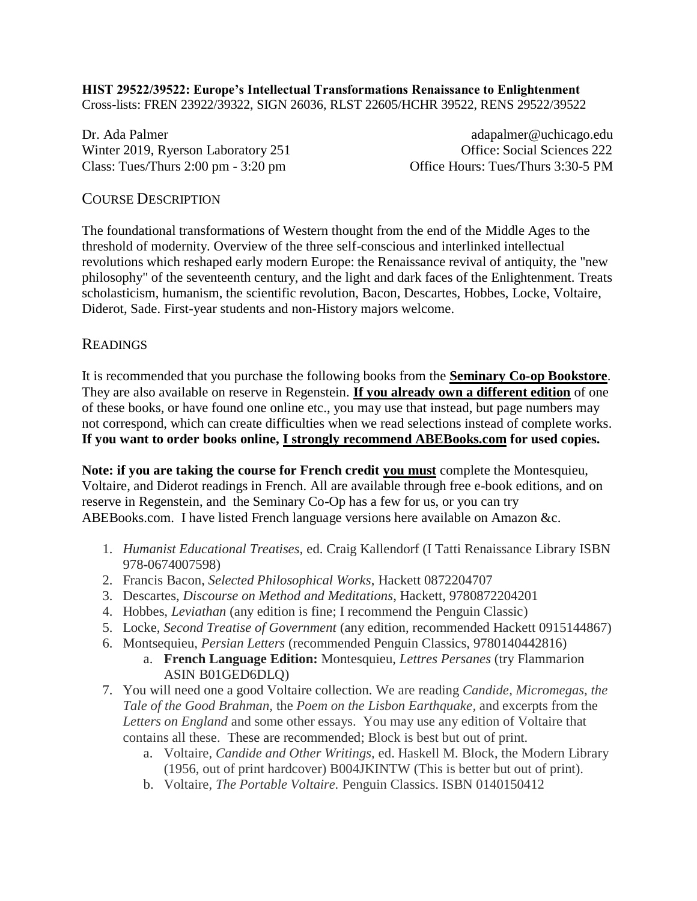**HIST 29522/39522: Europe's Intellectual Transformations Renaissance to Enlightenment**
Cross-lists: FREN 23922/39322, SIGN 26036, RLST 22605/HCHR 39522, RENS 29522/39522

Dr. Ada Palmer
Winter 2019, Ryerson Laboratory 251
Class: Tues/Thurs 2:00 pm - 3:20 pm

adapalmer@uchicago.edu
Office: Social Sciences 222
Office Hours: Tues/Thurs 3:30-5 PM

## COURSE DESCRIPTION

The foundational transformations of Western thought from the end of the Middle Ages to the threshold of modernity. Overview of the three self-conscious and interlinked intellectual revolutions which reshaped early modern Europe: the Renaissance revival of antiquity, the "new philosophy" of the seventeenth century, and the light and dark faces of the Enlightenment. Treats scholasticism, humanism, the scientific revolution, Bacon, Descartes, Hobbes, Locke, Voltaire, Diderot, Sade. First-year students and non-History majors welcome.

## READINGS

It is recommended that you purchase the following books from the **Seminary Co-op Bookstore**. They are also available on reserve in Regenstein. **If you already own a different edition** of one of these books, or have found one online etc., you may use that instead, but page numbers may not correspond, which can create difficulties when we read selections instead of complete works. **If you want to order books online, I strongly recommend ABEBooks.com for used copies.**

**Note: if you are taking the course for French credit you must** complete the Montesquieu, Voltaire, and Diderot readings in French. All are available through free e-book editions, and on reserve in Regenstein, and the Seminary Co-Op has a few for us, or you can try ABEBooks.com. I have listed French language versions here available on Amazon &c.

1. *Humanist Educational Treatises,* ed. Craig Kallendorf (I Tatti Renaissance Library ISBN 978-0674007598)
2. Francis Bacon, *Selected Philosophical Works*, Hackett 0872204707
3. Descartes, *Discourse on Method and Meditations*, Hackett, 9780872204201
4. Hobbes, *Leviathan* (any edition is fine; I recommend the Penguin Classic)
5. Locke, *Second Treatise of Government* (any edition, recommended Hackett 0915144867)
6. Montsequieu, *Persian Letters* (recommended Penguin Classics, 9780140442816)
   a. **French Language Edition:** Montesquieu, *Lettres Persanes* (try Flammarion ASIN B01GED6DLQ)
7. You will need one a good Voltaire collection. We are reading *Candide, Micromegas, the Tale of the Good Brahman,* the *Poem on the Lisbon Earthquake*, and excerpts from the *Letters on England* and some other essays. You may use any edition of Voltaire that contains all these. These are recommended; Block is best but out of print.
   a. Voltaire, *Candide and Other Writings*, ed. Haskell M. Block, the Modern Library (1956, out of print hardcover) B004JKINTW (This is better but out of print).
   b. Voltaire, *The Portable Voltaire.* Penguin Classics. ISBN 0140150412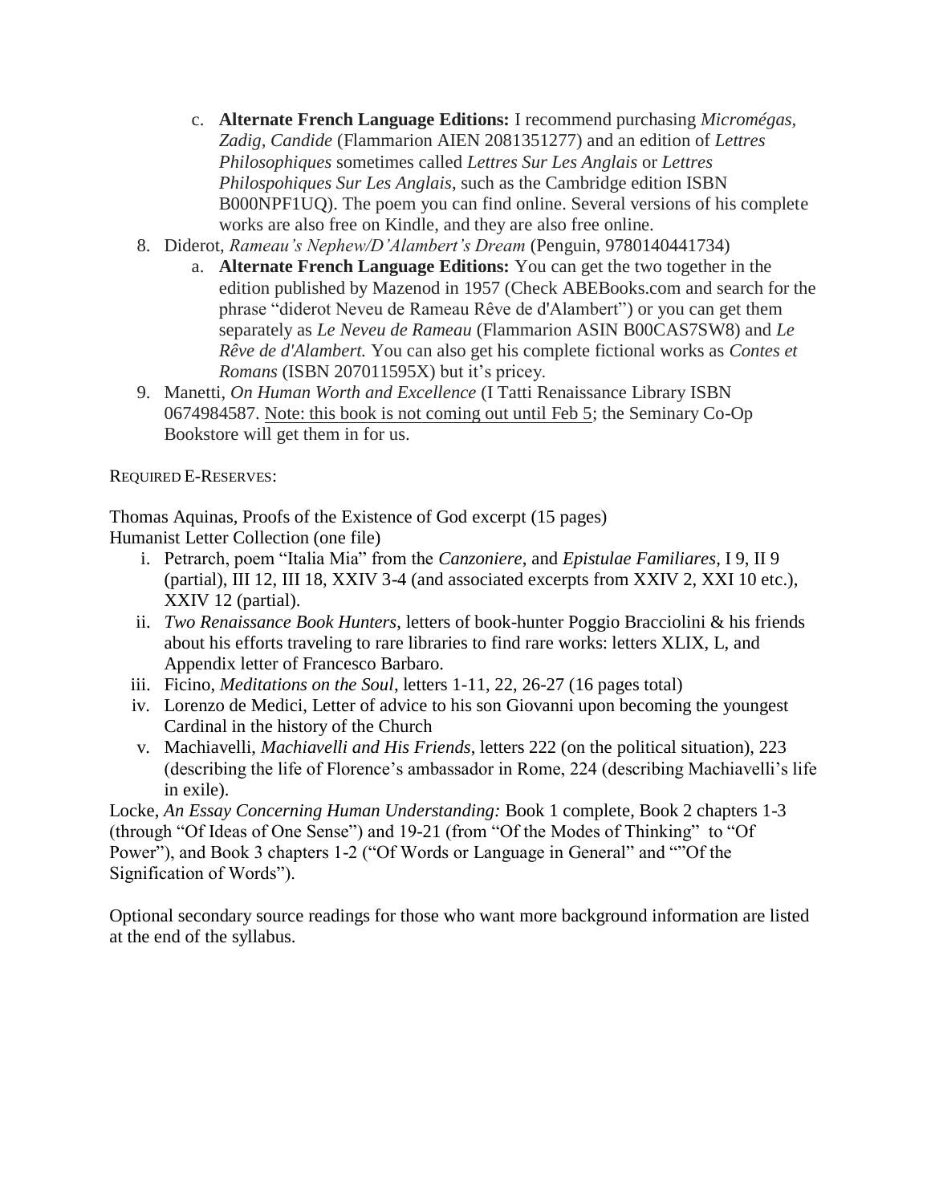c. **Alternate French Language Editions:** I recommend purchasing *Micromégas, Zadig, Candide* (Flammarion AIEN 2081351277) and an edition of *Lettres Philosophiques* sometimes called *Lettres Sur Les Anglais* or *Lettres Philospohiques Sur Les Anglais*, such as the Cambridge edition ISBN B000NPF1UQ). The poem you can find online. Several versions of his complete works are also free on Kindle, and they are also free online.

8. Diderot, *Rameau's Nephew/D'Alambert's Dream* (Penguin, 9780140441734)
   a. **Alternate French Language Editions:** You can get the two together in the edition published by Mazenod in 1957 (Check ABEBooks.com and search for the phrase "diderot Neveu de Rameau Rêve de d'Alambert") or you can get them separately as *Le Neveu de Rameau* (Flammarion ASIN B00CAS7SW8) and *Le Rêve de d'Alambert.* You can also get his complete fictional works as *Contes et Romans* (ISBN 207011595X) but it's pricey.
9. Manetti, *On Human Worth and Excellence* (I Tatti Renaissance Library ISBN 0674984587. <u>Note: this book is not coming out until Feb 5</u>; the Seminary Co-Op Bookstore will get them in for us.

REQUIRED E-RESERVES:

Thomas Aquinas, Proofs of the Existence of God excerpt (15 pages)
Humanist Letter Collection (one file)

i. Petrarch, poem "Italia Mia" from the *Canzoniere*, and *Epistulae Familiares*, I 9, II 9 (partial), III 12, III 18, XXIV 3-4 (and associated excerpts from XXIV 2, XXI 10 etc.), XXIV 12 (partial).
ii. *Two Renaissance Book Hunters*, letters of book-hunter Poggio Bracciolini & his friends about his efforts traveling to rare libraries to find rare works: letters XLIX, L, and Appendix letter of Francesco Barbaro.
iii. Ficino, *Meditations on the Soul*, letters 1-11, 22, 26-27 (16 pages total)
iv. Lorenzo de Medici, Letter of advice to his son Giovanni upon becoming the youngest Cardinal in the history of the Church
v. Machiavelli, *Machiavelli and His Friends*, letters 222 (on the political situation), 223 (describing the life of Florence's ambassador in Rome, 224 (describing Machiavelli's life in exile).

Locke, *An Essay Concerning Human Understanding:* Book 1 complete, Book 2 chapters 1-3 (through "Of Ideas of One Sense") and 19-21 (from "Of the Modes of Thinking" to "Of Power"), and Book 3 chapters 1-2 ("Of Words or Language in General" and ""Of the Signification of Words").

Optional secondary source readings for those who want more background information are listed at the end of the syllabus.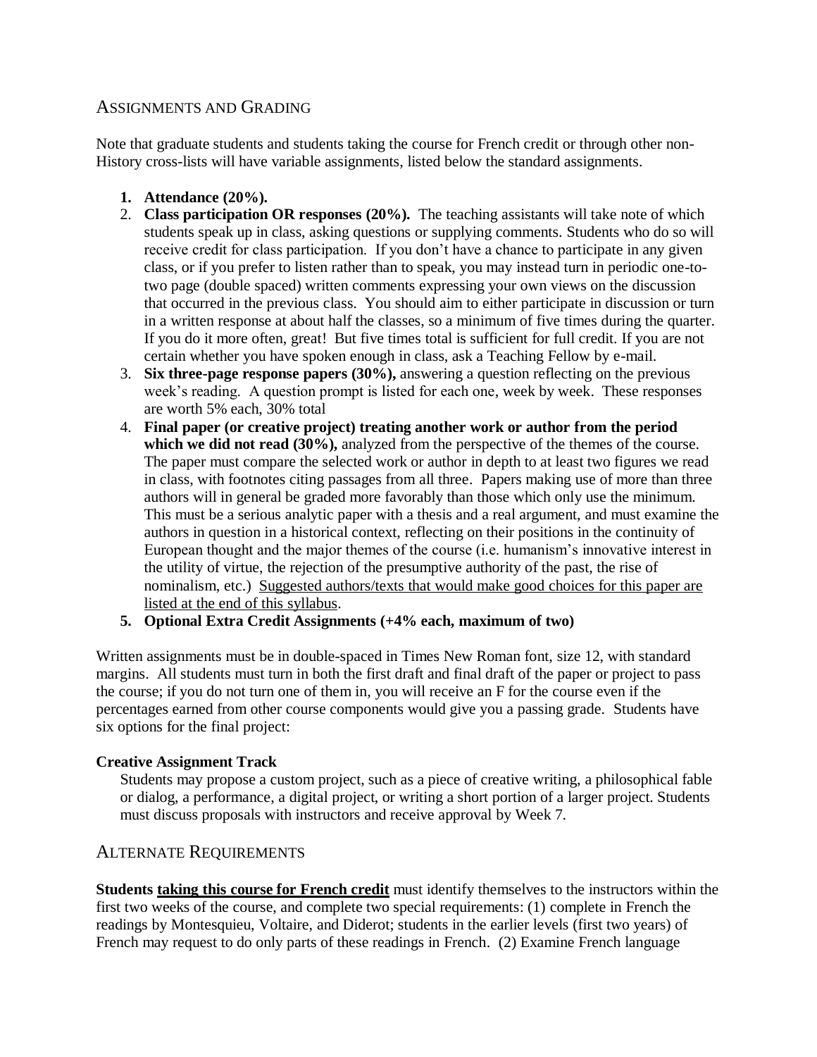## Assignments and Grading

Note that graduate students and students taking the course for French credit or through other non-History cross-lists will have variable assignments, listed below the standard assignments.

1. **Attendance (20%).**
2. **Class participation OR responses (20%).** The teaching assistants will take note of which students speak up in class, asking questions or supplying comments. Students who do so will receive credit for class participation. If you don't have a chance to participate in any given class, or if you prefer to listen rather than to speak, you may instead turn in periodic one-to-two page (double spaced) written comments expressing your own views on the discussion that occurred in the previous class. You should aim to either participate in discussion or turn in a written response at about half the classes, so a minimum of five times during the quarter. If you do it more often, great! But five times total is sufficient for full credit. If you are not certain whether you have spoken enough in class, ask a Teaching Fellow by e-mail.
3. **Six three-page response papers (30%),** answering a question reflecting on the previous week's reading. A question prompt is listed for each one, week by week. These responses are worth 5% each, 30% total
4. **Final paper (or creative project) treating another work or author from the period which we did not read (30%),** analyzed from the perspective of the themes of the course. The paper must compare the selected work or author in depth to at least two figures we read in class, with footnotes citing passages from all three. Papers making use of more than three authors will in general be graded more favorably than those which only use the minimum. This must be a serious analytic paper with a thesis and a real argument, and must examine the authors in question in a historical context, reflecting on their positions in the continuity of European thought and the major themes of the course (i.e. humanism's innovative interest in the utility of virtue, the rejection of the presumptive authority of the past, the rise of nominalism, etc.) <u>Suggested authors/texts that would make good choices for this paper are listed at the end of this syllabus</u>.
5. **Optional Extra Credit Assignments (+4% each, maximum of two)**

Written assignments must be in double-spaced in Times New Roman font, size 12, with standard margins. All students must turn in both the first draft and final draft of the paper or project to pass the course; if you do not turn one of them in, you will receive an F for the course even if the percentages earned from other course components would give you a passing grade. Students have six options for the final project:

**Creative Assignment Track**

Students may propose a custom project, such as a piece of creative writing, a philosophical fable or dialog, a performance, a digital project, or writing a short portion of a larger project. Students must discuss proposals with instructors and receive approval by Week 7.

## Alternate Requirements

**Students <u>taking this course for French credit</u>** must identify themselves to the instructors within the first two weeks of the course, and complete two special requirements: (1) complete in French the readings by Montesquieu, Voltaire, and Diderot; students in the earlier levels (first two years) of French may request to do only parts of these readings in French. (2) Examine French language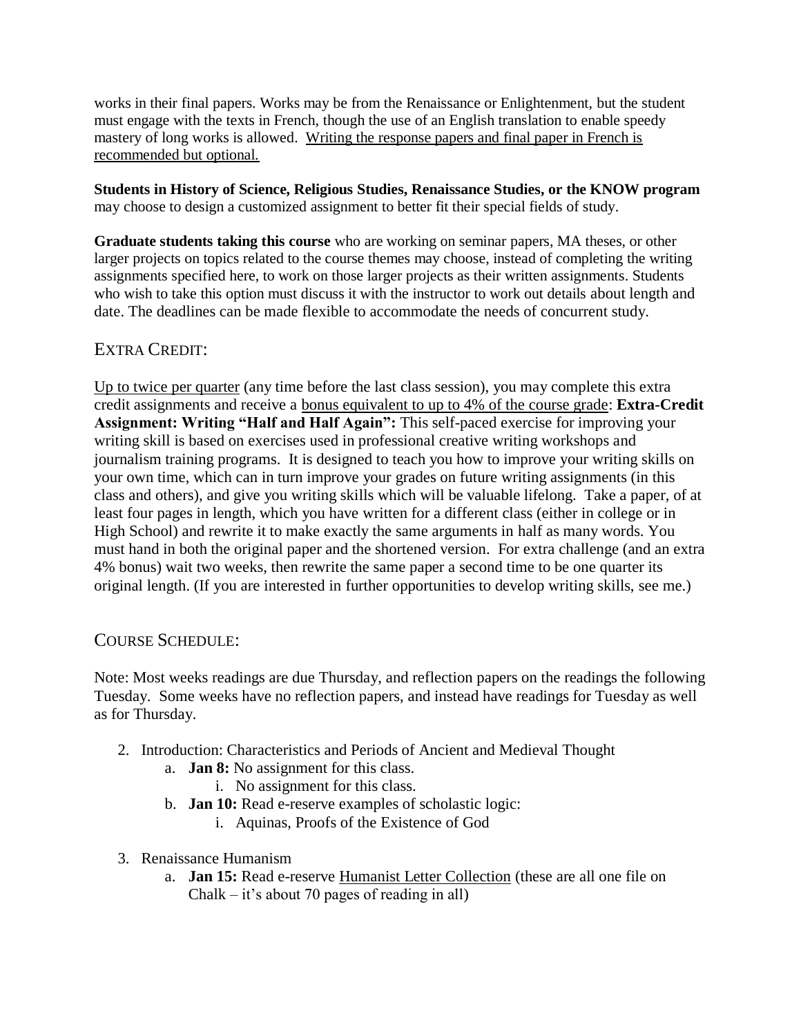works in their final papers. Works may be from the Renaissance or Enlightenment, but the student must engage with the texts in French, though the use of an English translation to enable speedy mastery of long works is allowed. <u>Writing the response papers and final paper in French is recommended but optional.</u>

**Students in History of Science, Religious Studies, Renaissance Studies, or the KNOW program** may choose to design a customized assignment to better fit their special fields of study.

**Graduate students taking this course** who are working on seminar papers, MA theses, or other larger projects on topics related to the course themes may choose, instead of completing the writing assignments specified here, to work on those larger projects as their written assignments. Students who wish to take this option must discuss it with the instructor to work out details about length and date. The deadlines can be made flexible to accommodate the needs of concurrent study.

## EXTRA CREDIT:

<u>Up to twice per quarter</u> (any time before the last class session), you may complete this extra credit assignments and receive a <u>bonus equivalent to up to 4% of the course grade</u>: **Extra-Credit Assignment: Writing "Half and Half Again":** This self-paced exercise for improving your writing skill is based on exercises used in professional creative writing workshops and journalism training programs. It is designed to teach you how to improve your writing skills on your own time, which can in turn improve your grades on future writing assignments (in this class and others), and give you writing skills which will be valuable lifelong. Take a paper, of at least four pages in length, which you have written for a different class (either in college or in High School) and rewrite it to make exactly the same arguments in half as many words. You must hand in both the original paper and the shortened version. For extra challenge (and an extra 4% bonus) wait two weeks, then rewrite the same paper a second time to be one quarter its original length. (If you are interested in further opportunities to develop writing skills, see me.)

## COURSE SCHEDULE:

Note: Most weeks readings are due Thursday, and reflection papers on the readings the following Tuesday. Some weeks have no reflection papers, and instead have readings for Tuesday as well as for Thursday.

2. Introduction: Characteristics and Periods of Ancient and Medieval Thought
   a. **Jan 8:** No assignment for this class.
      i. No assignment for this class.
   b. **Jan 10:** Read e-reserve examples of scholastic logic:
      i. Aquinas, Proofs of the Existence of God
3. Renaissance Humanism
   a. **Jan 15:** Read e-reserve <u>Humanist Letter Collection</u> (these are all one file on Chalk – it's about 70 pages of reading in all)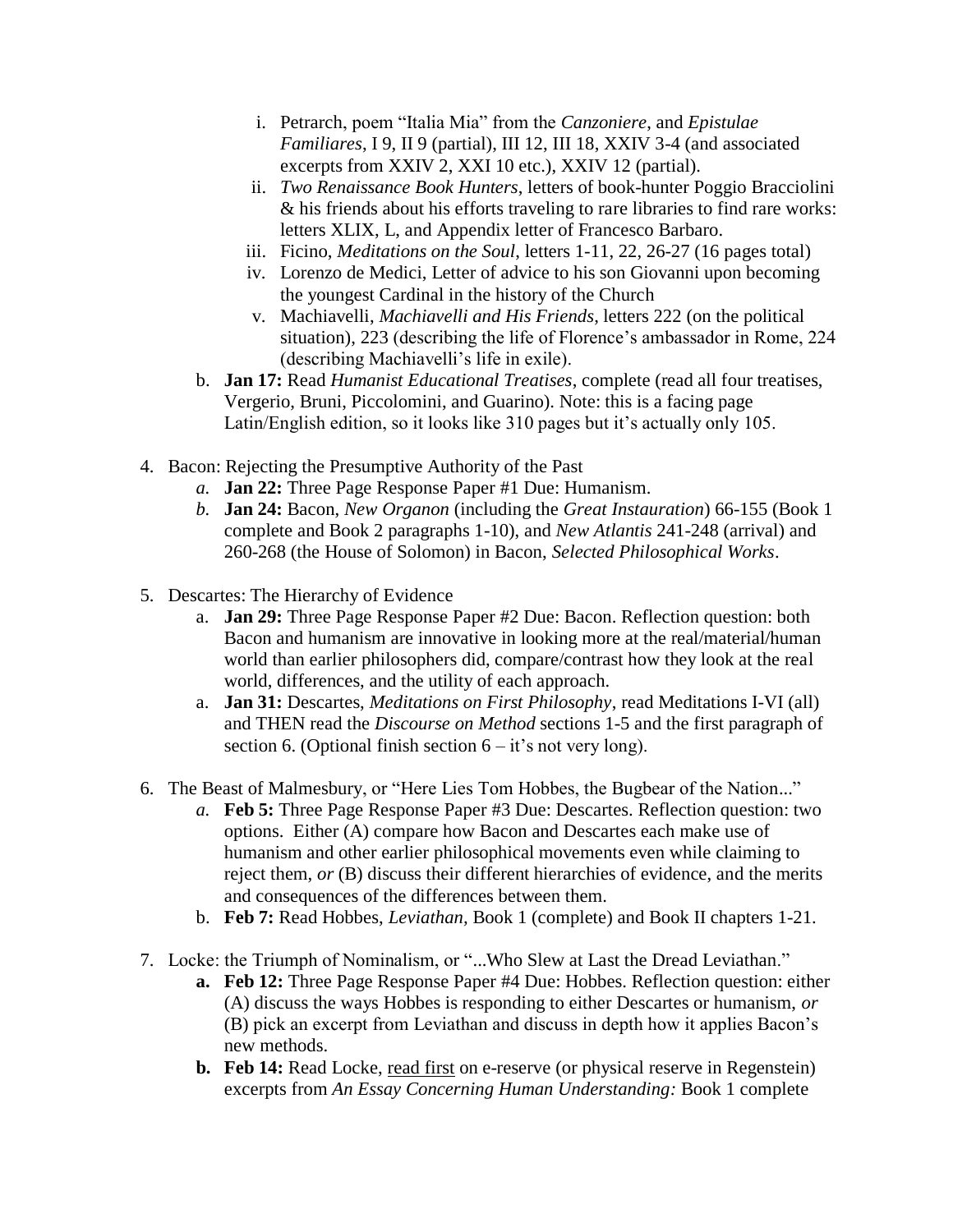i. Petrarch, poem "Italia Mia" from the *Canzoniere*, and *Epistulae Familiares*, I 9, II 9 (partial), III 12, III 18, XXIV 3-4 (and associated excerpts from XXIV 2, XXI 10 etc.), XXIV 12 (partial).
      ii. *Two Renaissance Book Hunters*, letters of book-hunter Poggio Bracciolini & his friends about his efforts traveling to rare libraries to find rare works: letters XLIX, L, and Appendix letter of Francesco Barbaro.
      iii. Ficino, *Meditations on the Soul*, letters 1-11, 22, 26-27 (16 pages total)
      iv. Lorenzo de Medici, Letter of advice to his son Giovanni upon becoming the youngest Cardinal in the history of the Church
      v. Machiavelli, *Machiavelli and His Friends*, letters 222 (on the political situation), 223 (describing the life of Florence's ambassador in Rome, 224 (describing Machiavelli's life in exile).

   b. **Jan 17:** Read *Humanist Educational Treatises*, complete (read all four treatises, Vergerio, Bruni, Piccolomini, and Guarino). Note: this is a facing page Latin/English edition, so it looks like 310 pages but it's actually only 105.

4. Bacon: Rejecting the Presumptive Authority of the Past
   *a.* **Jan 22:** Three Page Response Paper #1 Due: Humanism.
   *b.* **Jan 24:** Bacon, *New Organon* (including the *Great Instauration*) 66-155 (Book 1 complete and Book 2 paragraphs 1-10), and *New Atlantis* 241-248 (arrival) and 260-268 (the House of Solomon) in Bacon, *Selected Philosophical Works*.

5. Descartes: The Hierarchy of Evidence
   a. **Jan 29:** Three Page Response Paper #2 Due: Bacon. Reflection question: both Bacon and humanism are innovative in looking more at the real/material/human world than earlier philosophers did, compare/contrast how they look at the real world, differences, and the utility of each approach.
   a. **Jan 31:** Descartes, *Meditations on First Philosophy*, read Meditations I-VI (all) and THEN read the *Discourse on Method* sections 1-5 and the first paragraph of section 6. (Optional finish section 6 – it's not very long).

6. The Beast of Malmesbury, or "Here Lies Tom Hobbes, the Bugbear of the Nation..."
   *a.* **Feb 5:** Three Page Response Paper #3 Due: Descartes. Reflection question: two options. Either (A) compare how Bacon and Descartes each make use of humanism and other earlier philosophical movements even while claiming to reject them, *or* (B) discuss their different hierarchies of evidence, and the merits and consequences of the differences between them.
   b. **Feb 7:** Read Hobbes, *Leviathan,* Book 1 (complete) and Book II chapters 1-21.

7. Locke: the Triumph of Nominalism, or "...Who Slew at Last the Dread Leviathan."
   **a. Feb 12:** Three Page Response Paper #4 Due: Hobbes. Reflection question: either (A) discuss the ways Hobbes is responding to either Descartes or humanism, *or* (B) pick an excerpt from Leviathan and discuss in depth how it applies Bacon's new methods.
   **b. Feb 14:** Read Locke, <u>read first</u> on e-reserve (or physical reserve in Regenstein) excerpts from *An Essay Concerning Human Understanding:* Book 1 complete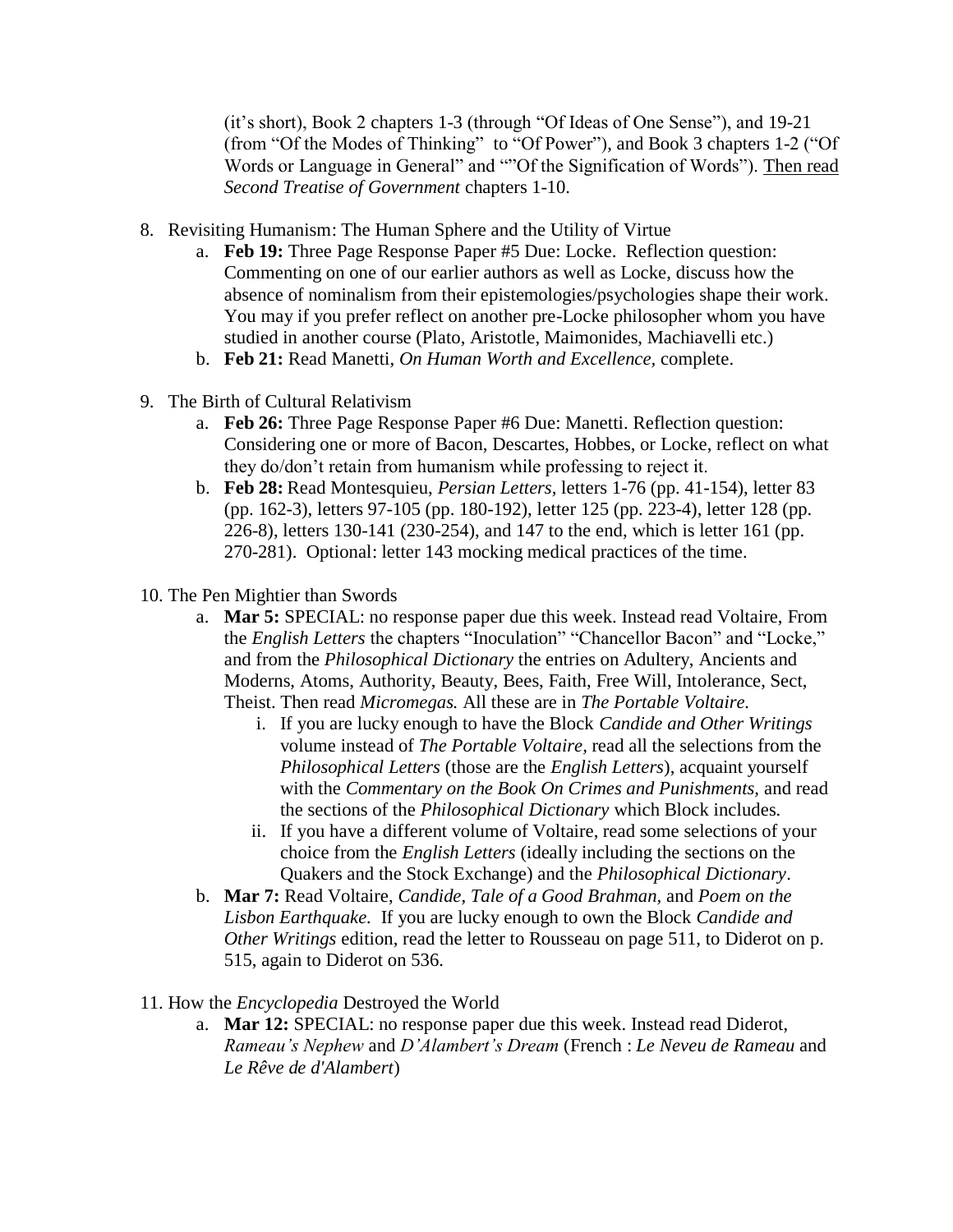(it's short), Book 2 chapters 1-3 (through "Of Ideas of One Sense"), and 19-21 (from "Of the Modes of Thinking" to "Of Power"), and Book 3 chapters 1-2 ("Of Words or Language in General" and ""Of the Signification of Words"). <u>Then read</u> *Second Treatise of Government* chapters 1-10.

8. Revisiting Humanism: The Human Sphere and the Utility of Virtue
    a. **Feb 19:** Three Page Response Paper #5 Due: Locke. Reflection question: Commenting on one of our earlier authors as well as Locke, discuss how the absence of nominalism from their epistemologies/psychologies shape their work. You may if you prefer reflect on another pre-Locke philosopher whom you have studied in another course (Plato, Aristotle, Maimonides, Machiavelli etc.)
    b. **Feb 21:** Read Manetti, *On Human Worth and Excellence*, complete.

9. The Birth of Cultural Relativism
    a. **Feb 26:** Three Page Response Paper #6 Due: Manetti. Reflection question: Considering one or more of Bacon, Descartes, Hobbes, or Locke, reflect on what they do/don't retain from humanism while professing to reject it.
    b. **Feb 28:** Read Montesquieu, *Persian Letters*, letters 1-76 (pp. 41-154), letter 83 (pp. 162-3), letters 97-105 (pp. 180-192), letter 125 (pp. 223-4), letter 128 (pp. 226-8), letters 130-141 (230-254), and 147 to the end, which is letter 161 (pp. 270-281). Optional: letter 143 mocking medical practices of the time.

10. The Pen Mightier than Swords
    a. **Mar 5:** SPECIAL: no response paper due this week. Instead read Voltaire, From the *English Letters* the chapters "Inoculation" "Chancellor Bacon" and "Locke," and from the *Philosophical Dictionary* the entries on Adultery, Ancients and Moderns, Atoms, Authority, Beauty, Bees, Faith, Free Will, Intolerance, Sect, Theist. Then read *Micromegas.* All these are in *The Portable Voltaire.*
        i. If you are lucky enough to have the Block *Candide and Other Writings* volume instead of *The Portable Voltaire,* read all the selections from the *Philosophical Letters* (those are the *English Letters*), acquaint yourself with the *Commentary on the Book On Crimes and Punishments,* and read the sections of the *Philosophical Dictionary* which Block includes.
        ii. If you have a different volume of Voltaire, read some selections of your choice from the *English Letters* (ideally including the sections on the Quakers and the Stock Exchange) and the *Philosophical Dictionary*.
    b. **Mar 7:** Read Voltaire, *Candide, Tale of a Good Brahman,* and *Poem on the Lisbon Earthquake.* If you are lucky enough to own the Block *Candide and Other Writings* edition, read the letter to Rousseau on page 511, to Diderot on p. 515, again to Diderot on 536.

11. How the *Encyclopedia* Destroyed the World
    a. **Mar 12:** SPECIAL: no response paper due this week. Instead read Diderot, *Rameau's Nephew* and *D'Alambert's Dream* (French : *Le Neveu de Rameau* and *Le Rêve de d'Alambert*)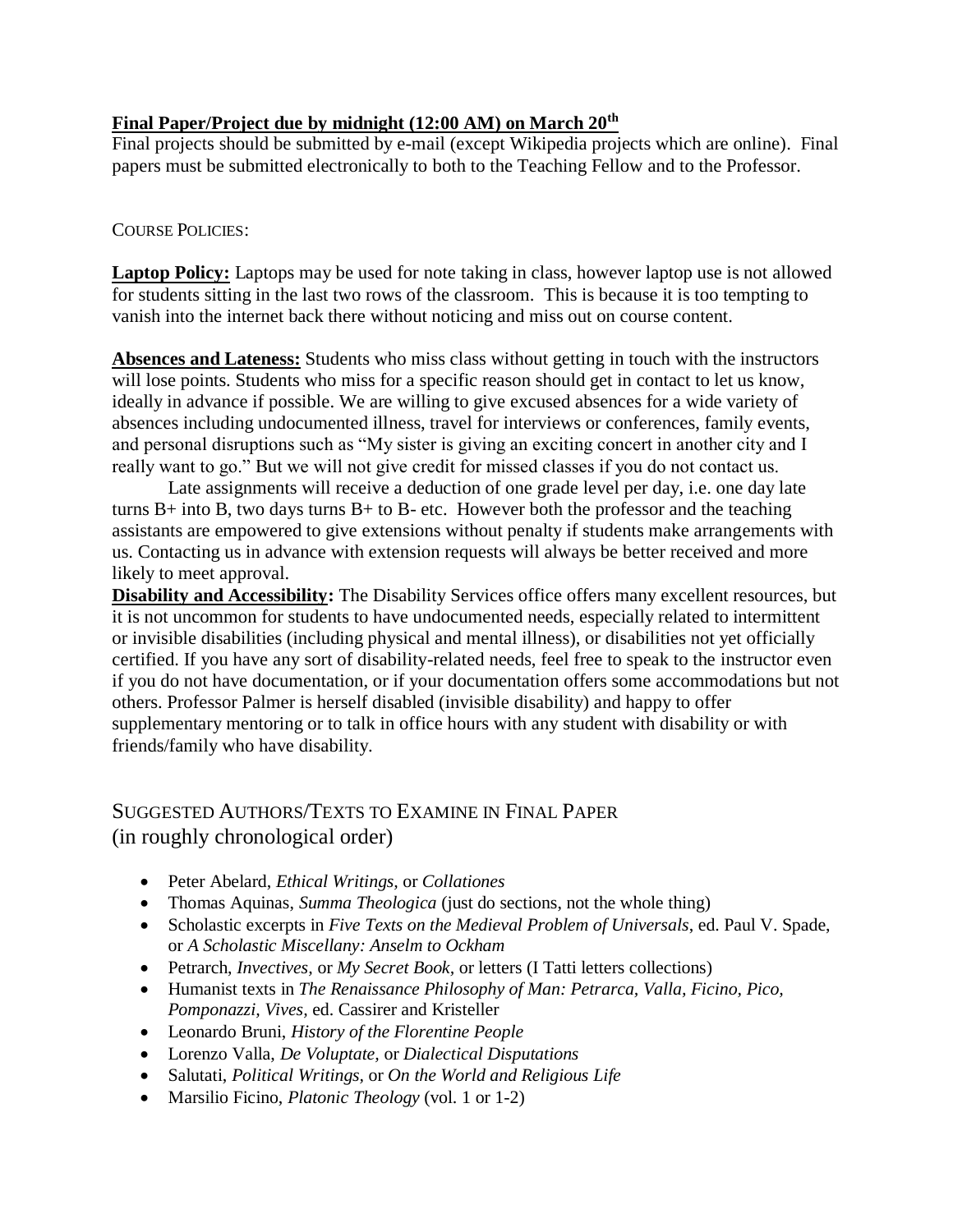**Final Paper/Project due by midnight (12:00 AM) on March 20th**

Final projects should be submitted by e-mail (except Wikipedia projects which are online). Final papers must be submitted electronically to both to the Teaching Fellow and to the Professor.

COURSE POLICIES:

**Laptop Policy:** Laptops may be used for note taking in class, however laptop use is not allowed for students sitting in the last two rows of the classroom. This is because it is too tempting to vanish into the internet back there without noticing and miss out on course content.

**Absences and Lateness:** Students who miss class without getting in touch with the instructors will lose points. Students who miss for a specific reason should get in contact to let us know, ideally in advance if possible. We are willing to give excused absences for a wide variety of absences including undocumented illness, travel for interviews or conferences, family events, and personal disruptions such as "My sister is giving an exciting concert in another city and I really want to go." But we will not give credit for missed classes if you do not contact us.

Late assignments will receive a deduction of one grade level per day, i.e. one day late turns B+ into B, two days turns B+ to B- etc. However both the professor and the teaching assistants are empowered to give extensions without penalty if students make arrangements with us. Contacting us in advance with extension requests will always be better received and more likely to meet approval.

**Disability and Accessibility:** The Disability Services office offers many excellent resources, but it is not uncommon for students to have undocumented needs, especially related to intermittent or invisible disabilities (including physical and mental illness), or disabilities not yet officially certified. If you have any sort of disability-related needs, feel free to speak to the instructor even if you do not have documentation, or if your documentation offers some accommodations but not others. Professor Palmer is herself disabled (invisible disability) and happy to offer supplementary mentoring or to talk in office hours with any student with disability or with friends/family who have disability.

## SUGGESTED AUTHORS/TEXTS TO EXAMINE IN FINAL PAPER (in roughly chronological order)

- Peter Abelard, *Ethical Writings*, or *Collationes*
- Thomas Aquinas, *Summa Theologica* (just do sections, not the whole thing)
- Scholastic excerpts in *Five Texts on the Medieval Problem of Universals*, ed. Paul V. Spade, or *A Scholastic Miscellany: Anselm to Ockham*
- Petrarch, *Invectives*, or *My Secret Book*, or letters (I Tatti letters collections)
- Humanist texts in *The Renaissance Philosophy of Man: Petrarca, Valla, Ficino, Pico, Pomponazzi, Vives*, ed. Cassirer and Kristeller
- Leonardo Bruni, *History of the Florentine People*
- Lorenzo Valla, *De Voluptate*, or *Dialectical Disputations*
- Salutati, *Political Writings*, or *On the World and Religious Life*
- Marsilio Ficino, *Platonic Theology* (vol. 1 or 1-2)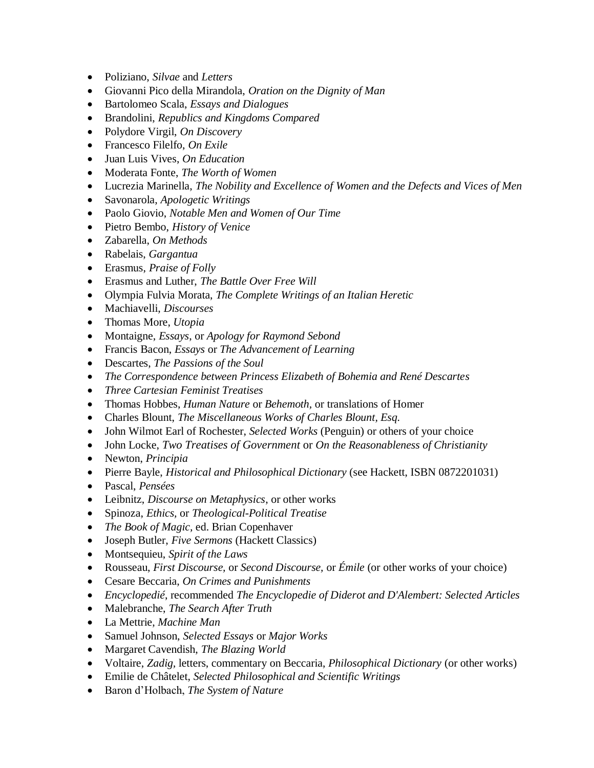- Poliziano, *Silvae* and *Letters*
- Giovanni Pico della Mirandola, *Oration on the Dignity of Man*
- Bartolomeo Scala, *Essays and Dialogues*
- Brandolini, *Republics and Kingdoms Compared*
- Polydore Virgil, *On Discovery*
- Francesco Filelfo, *On Exile*
- Juan Luis Vives, *On Education*
- Moderata Fonte, *The Worth of Women*
- Lucrezia Marinella, *The Nobility and Excellence of Women and the Defects and Vices of Men*
- Savonarola, *Apologetic Writings*
- Paolo Giovio, *Notable Men and Women of Our Time*
- Pietro Bembo, *History of Venice*
- Zabarella, *On Methods*
- Rabelais, *Gargantua*
- Erasmus, *Praise of Folly*
- Erasmus and Luther, *The Battle Over Free Will*
- Olympia Fulvia Morata, *The Complete Writings of an Italian Heretic*
- Machiavelli, *Discourses*
- Thomas More, *Utopia*
- Montaigne, *Essays*, or *Apology for Raymond Sebond*
- Francis Bacon, *Essays* or *The Advancement of Learning*
- Descartes, *The Passions of the Soul*
- *The Correspondence between Princess Elizabeth of Bohemia and René Descartes*
- *Three Cartesian Feminist Treatises*
- Thomas Hobbes, *Human Nature* or *Behemoth*, or translations of Homer
- Charles Blount, *The Miscellaneous Works of Charles Blount, Esq.*
- John Wilmot Earl of Rochester, *Selected Works* (Penguin) or others of your choice
- John Locke, *Two Treatises of Government* or *On the Reasonableness of Christianity*
- Newton, *Principia*
- Pierre Bayle, *Historical and Philosophical Dictionary* (see Hackett, ISBN 0872201031)
- Pascal, *Pensées*
- Leibnitz, *Discourse on Metaphysics*, or other works
- Spinoza, *Ethics*, or *Theological-Political Treatise*
- *The Book of Magic*, ed. Brian Copenhaver
- Joseph Butler, *Five Sermons* (Hackett Classics)
- Montsequieu, *Spirit of the Laws*
- Rousseau, *First Discourse*, or *Second Discourse*, or *Émile* (or other works of your choice)
- Cesare Beccaria, *On Crimes and Punishments*
- *Encyclopedié*, recommended *The Encyclopedie of Diderot and D'Alembert: Selected Articles*
- Malebranche, *The Search After Truth*
- La Mettrie, *Machine Man*
- Samuel Johnson, *Selected Essays* or *Major Works*
- Margaret Cavendish, *The Blazing World*
- Voltaire, *Zadig*, letters, commentary on Beccaria, *Philosophical Dictionary* (or other works)
- Emilie de Châtelet, *Selected Philosophical and Scientific Writings*
- Baron d'Holbach, *The System of Nature*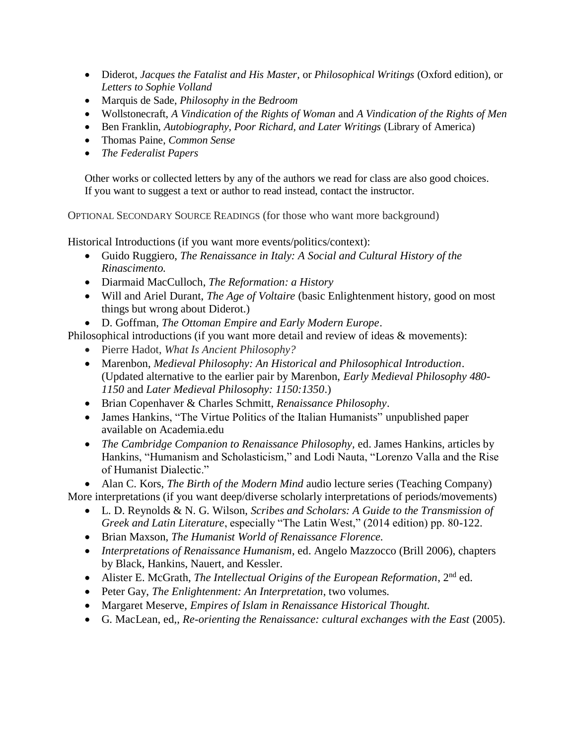- Diderot, *Jacques the Fatalist and His Master,* or *Philosophical Writings* (Oxford edition), or *Letters to Sophie Volland*
- Marquis de Sade, *Philosophy in the Bedroom*
- Wollstonecraft, *A Vindication of the Rights of Woman* and *A Vindication of the Rights of Men*
- Ben Franklin, *Autobiography, Poor Richard, and Later Writings* (Library of America)
- Thomas Paine, *Common Sense*
- *The Federalist Papers*

Other works or collected letters by any of the authors we read for class are also good choices. If you want to suggest a text or author to read instead, contact the instructor.

OPTIONAL SECONDARY SOURCE READINGS (for those who want more background)

Historical Introductions (if you want more events/politics/context):

- Guido Ruggiero, *The Renaissance in Italy: A Social and Cultural History of the Rinascimento.*
- Diarmaid MacCulloch, *The Reformation: a History*
- Will and Ariel Durant, *The Age of Voltaire* (basic Enlightenment history, good on most things but wrong about Diderot.)
- D. Goffman, *The Ottoman Empire and Early Modern Europe*.

Philosophical introductions (if you want more detail and review of ideas & movements):

- Pierre Hadot, *What Is Ancient Philosophy?*
- Marenbon, *Medieval Philosophy: An Historical and Philosophical Introduction*. (Updated alternative to the earlier pair by Marenbon, *Early Medieval Philosophy 480-1150* and *Later Medieval Philosophy: 1150:1350*.)
- Brian Copenhaver & Charles Schmitt, *Renaissance Philosophy*.
- James Hankins, "The Virtue Politics of the Italian Humanists" unpublished paper available on Academia.edu
- *The Cambridge Companion to Renaissance Philosophy*, ed. James Hankins, articles by Hankins, "Humanism and Scholasticism," and Lodi Nauta, "Lorenzo Valla and the Rise of Humanist Dialectic."
- Alan C. Kors, *The Birth of the Modern Mind* audio lecture series (Teaching Company)

More interpretations (if you want deep/diverse scholarly interpretations of periods/movements)

- L. D. Reynolds & N. G. Wilson, *Scribes and Scholars: A Guide to the Transmission of Greek and Latin Literature*, especially "The Latin West," (2014 edition) pp. 80-122.
- Brian Maxson, *The Humanist World of Renaissance Florence.*
- *Interpretations of Renaissance Humanism*, ed. Angelo Mazzocco (Brill 2006), chapters by Black, Hankins, Nauert, and Kessler.
- Alister E. McGrath, *The Intellectual Origins of the European Reformation*, 2nd ed.
- Peter Gay, *The Enlightenment: An Interpretation*, two volumes.
- Margaret Meserve, *Empires of Islam in Renaissance Historical Thought.*
- G. MacLean, ed,, *Re-orienting the Renaissance: cultural exchanges with the East* (2005).